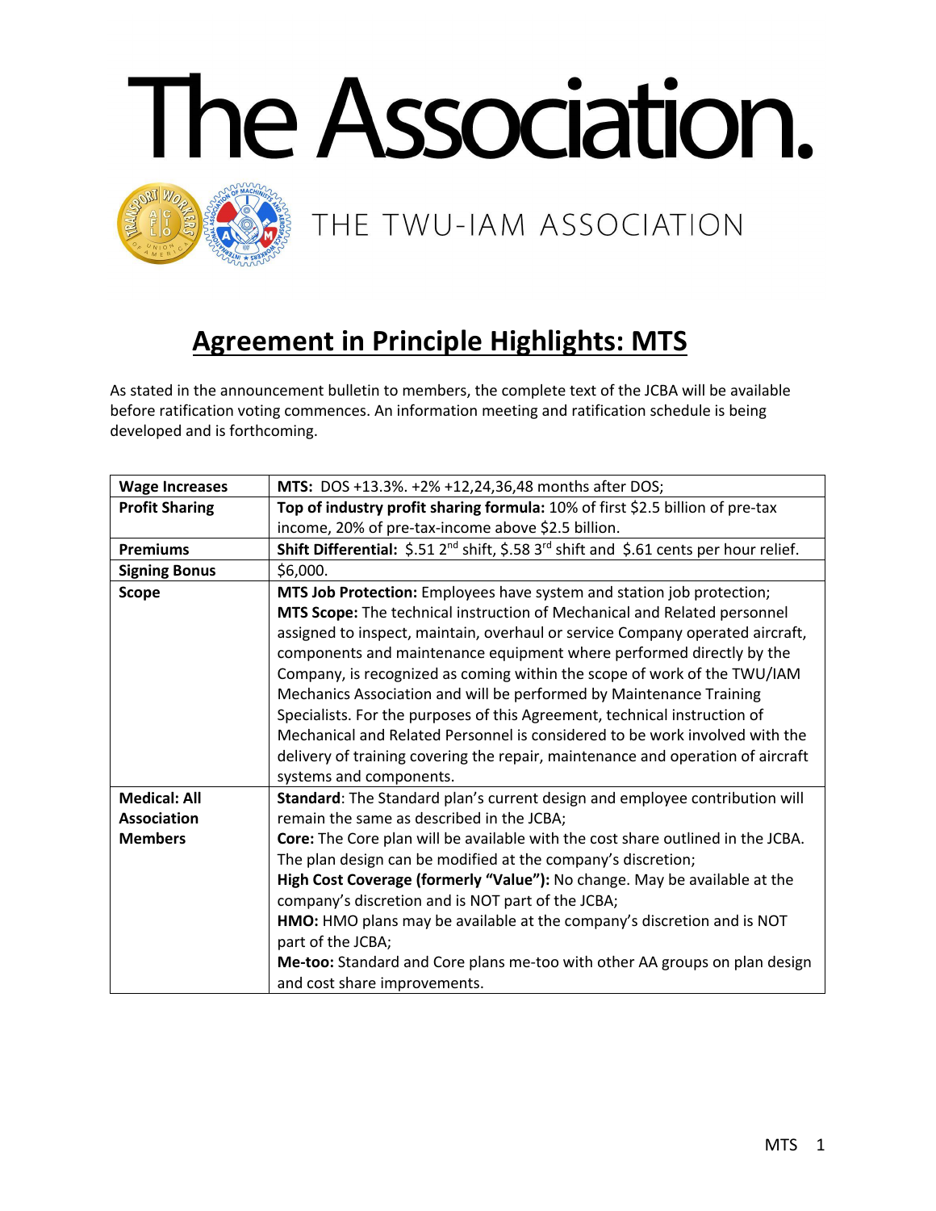# The Association.

THE TWU-IAM ASSOCIATION

## Agreement in Principle Highlights: MTS

As stated in the announcement bulletin to members, the complete text of the JCBA will be available before ratification voting commences. An information meeting and ratification schedule is being developed and is forthcoming.

| **Wage Increases** | **MTS:** DOS +13.3%. +2% +12,24,36,48 months after DOS; |
|---|---|
| **Profit Sharing** | **Top of industry profit sharing formula:** 10% of first $2.5 billion of pre-tax income, 20% of pre-tax-income above $2.5 billion. |
| **Premiums** | **Shift Differential:** $.51 2nd shift, $.58 3rd shift and $.61 cents per hour relief. |
| **Signing Bonus** | $6,000. |
| **Scope** | **MTS Job Protection:** Employees have system and station job protection; **MTS Scope:** The technical instruction of Mechanical and Related personnel assigned to inspect, maintain, overhaul or service Company operated aircraft, components and maintenance equipment where performed directly by the Company, is recognized as coming within the scope of work of the TWU/IAM Mechanics Association and will be performed by Maintenance Training Specialists. For the purposes of this Agreement, technical instruction of Mechanical and Related Personnel is considered to be work involved with the delivery of training covering the repair, maintenance and operation of aircraft systems and components. |
| **Medical: All Association Members** | **Standard**: The Standard plan's current design and employee contribution will remain the same as described in the JCBA; **Core:** The Core plan will be available with the cost share outlined in the JCBA. The plan design can be modified at the company's discretion; **High Cost Coverage (formerly "Value"):** No change. May be available at the company's discretion and is NOT part of the JCBA; **HMO:** HMO plans may be available at the company's discretion and is NOT part of the JCBA; **Me-too:** Standard and Core plans me-too with other AA groups on plan design and cost share improvements. |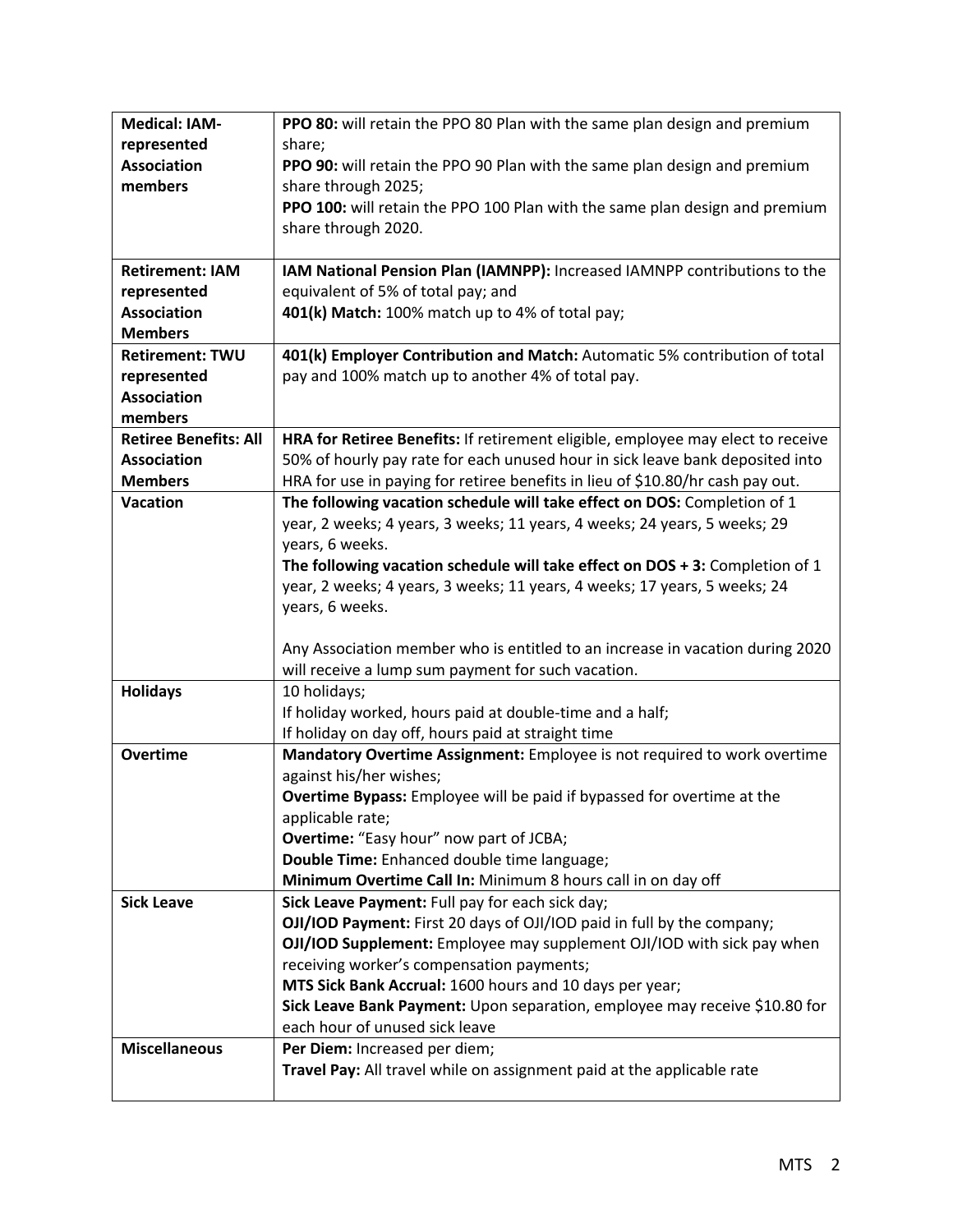| | |
|---|---|
| **Medical: IAM-represented Association members** | **PPO 80:** will retain the PPO 80 Plan with the same plan design and premium share;<br>**PPO 90:** will retain the PPO 90 Plan with the same plan design and premium share through 2025;<br>**PPO 100:** will retain the PPO 100 Plan with the same plan design and premium share through 2020. |
| **Retirement: IAM represented Association Members** | **IAM National Pension Plan (IAMNPP):** Increased IAMNPP contributions to the equivalent of 5% of total pay; and<br>**401(k) Match:** 100% match up to 4% of total pay; |
| **Retirement: TWU represented Association members** | **401(k) Employer Contribution and Match:** Automatic 5% contribution of total pay and 100% match up to another 4% of total pay. |
| **Retiree Benefits: All Association Members** | **HRA for Retiree Benefits:** If retirement eligible, employee may elect to receive 50% of hourly pay rate for each unused hour in sick leave bank deposited into HRA for use in paying for retiree benefits in lieu of $10.80/hr cash pay out. |
| **Vacation** | **The following vacation schedule will take effect on DOS:** Completion of 1 year, 2 weeks; 4 years, 3 weeks; 11 years, 4 weeks; 24 years, 5 weeks; 29 years, 6 weeks.<br>**The following vacation schedule will take effect on DOS + 3:** Completion of 1 year, 2 weeks; 4 years, 3 weeks; 11 years, 4 weeks; 17 years, 5 weeks; 24 years, 6 weeks.<br><br>Any Association member who is entitled to an increase in vacation during 2020 will receive a lump sum payment for such vacation. |
| **Holidays** | 10 holidays;<br>If holiday worked, hours paid at double-time and a half;<br>If holiday on day off, hours paid at straight time |
| **Overtime** | **Mandatory Overtime Assignment:** Employee is not required to work overtime against his/her wishes;<br>**Overtime Bypass:** Employee will be paid if bypassed for overtime at the applicable rate;<br>**Overtime:** "Easy hour" now part of JCBA;<br>**Double Time:** Enhanced double time language;<br>**Minimum Overtime Call In:** Minimum 8 hours call in on day off |
| **Sick Leave** | **Sick Leave Payment:** Full pay for each sick day;<br>**OJI/IOD Payment:** First 20 days of OJI/IOD paid in full by the company;<br>**OJI/IOD Supplement:** Employee may supplement OJI/IOD with sick pay when receiving worker's compensation payments;<br>**MTS Sick Bank Accrual:** 1600 hours and 10 days per year;<br>**Sick Leave Bank Payment:** Upon separation, employee may receive $10.80 for each hour of unused sick leave |
| **Miscellaneous** | **Per Diem:** Increased per diem;<br>**Travel Pay:** All travel while on assignment paid at the applicable rate |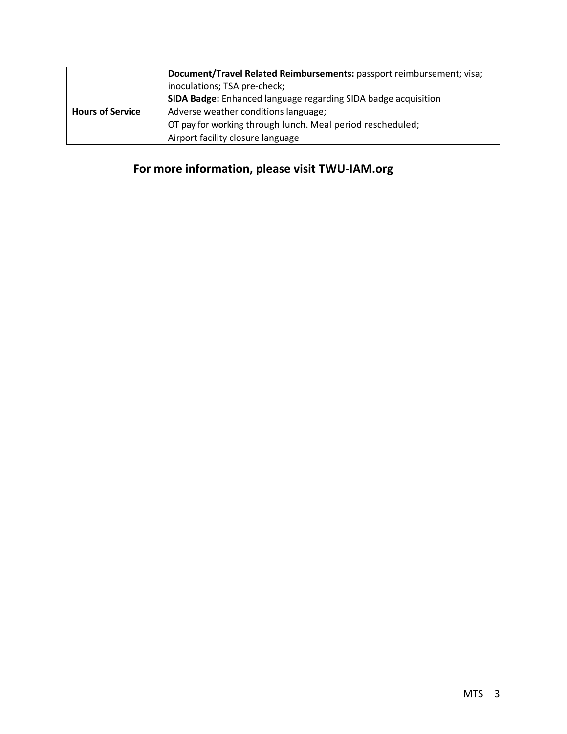| | |
|---|---|
| | **Document/Travel Related Reimbursements:** passport reimbursement; visa; inoculations; TSA pre-check;<br>**SIDA Badge:** Enhanced language regarding SIDA badge acquisition |
| **Hours of Service** | Adverse weather conditions language;<br>OT pay for working through lunch. Meal period rescheduled;<br>Airport facility closure language |

## For more information, please visit TWU-IAM.org